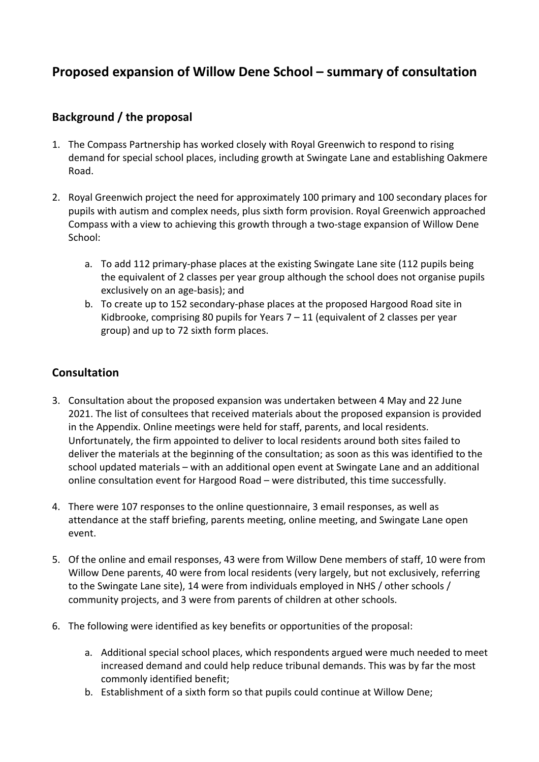# Proposed expansion of Willow Dene School – summary of consultation

## Background / the proposal

1. The Compass Partnership has worked closely with Royal Greenwich to respond to rising demand for special school places, including growth at Swingate Lane and establishing Oakmere Road.

2. Royal Greenwich project the need for approximately 100 primary and 100 secondary places for pupils with autism and complex needs, plus sixth form provision. Royal Greenwich approached Compass with a view to achieving this growth through a two-stage expansion of Willow Dene School:

    a. To add 112 primary-phase places at the existing Swingate Lane site (112 pupils being the equivalent of 2 classes per year group although the school does not organise pupils exclusively on an age-basis); and
    b. To create up to 152 secondary-phase places at the proposed Hargood Road site in Kidbrooke, comprising 80 pupils for Years 7 – 11 (equivalent of 2 classes per year group) and up to 72 sixth form places.

## Consultation

3. Consultation about the proposed expansion was undertaken between 4 May and 22 June 2021. The list of consultees that received materials about the proposed expansion is provided in the Appendix. Online meetings were held for staff, parents, and local residents. Unfortunately, the firm appointed to deliver to local residents around both sites failed to deliver the materials at the beginning of the consultation; as soon as this was identified to the school updated materials – with an additional open event at Swingate Lane and an additional online consultation event for Hargood Road – were distributed, this time successfully.

4. There were 107 responses to the online questionnaire, 3 email responses, as well as attendance at the staff briefing, parents meeting, online meeting, and Swingate Lane open event.

5. Of the online and email responses, 43 were from Willow Dene members of staff, 10 were from Willow Dene parents, 40 were from local residents (very largely, but not exclusively, referring to the Swingate Lane site), 14 were from individuals employed in NHS / other schools / community projects, and 3 were from parents of children at other schools.

6. The following were identified as key benefits or opportunities of the proposal:

    a. Additional special school places, which respondents argued were much needed to meet increased demand and could help reduce tribunal demands. This was by far the most commonly identified benefit;
    b. Establishment of a sixth form so that pupils could continue at Willow Dene;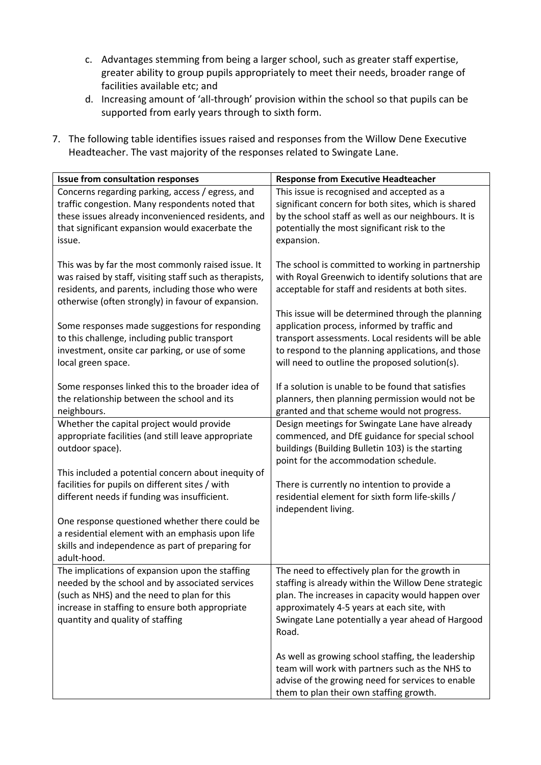c. Advantages stemming from being a larger school, such as greater staff expertise, greater ability to group pupils appropriately to meet their needs, broader range of facilities available etc; and
d. Increasing amount of 'all-through' provision within the school so that pupils can be supported from early years through to sixth form.

7. The following table identifies issues raised and responses from the Willow Dene Executive Headteacher. The vast majority of the responses related to Swingate Lane.

| Issue from consultation responses | Response from Executive Headteacher |
|---|---|
| Concerns regarding parking, access / egress, and traffic congestion. Many respondents noted that these issues already inconvenienced residents, and that significant expansion would exacerbate the issue.<br><br>This was by far the most commonly raised issue. It was raised by staff, visiting staff such as therapists, residents, and parents, including those who were otherwise (often strongly) in favour of expansion.<br><br>Some responses made suggestions for responding to this challenge, including public transport investment, onsite car parking, or use of some local green space.<br><br>Some responses linked this to the broader idea of the relationship between the school and its neighbours. | This issue is recognised and accepted as a significant concern for both sites, which is shared by the school staff as well as our neighbours. It is potentially the most significant risk to the expansion.<br><br>The school is committed to working in partnership with Royal Greenwich to identify solutions that are acceptable for staff and residents at both sites.<br><br>This issue will be determined through the planning application process, informed by traffic and transport assessments. Local residents will be able to respond to the planning applications, and those will need to outline the proposed solution(s).<br><br>If a solution is unable to be found that satisfies planners, then planning permission would not be granted and that scheme would not progress. |
| Whether the capital project would provide appropriate facilities (and still leave appropriate outdoor space).<br><br>This included a potential concern about inequity of facilities for pupils on different sites / with different needs if funding was insufficient.<br><br>One response questioned whether there could be a residential element with an emphasis upon life skills and independence as part of preparing for adult-hood. | Design meetings for Swingate Lane have already commenced, and DfE guidance for special school buildings (Building Bulletin 103) is the starting point for the accommodation schedule.<br><br>There is currently no intention to provide a residential element for sixth form life-skills / independent living. |
| The implications of expansion upon the staffing needed by the school and by associated services (such as NHS) and the need to plan for this increase in staffing to ensure both appropriate quantity and quality of staffing | The need to effectively plan for the growth in staffing is already within the Willow Dene strategic plan. The increases in capacity would happen over approximately 4-5 years at each site, with Swingate Lane potentially a year ahead of Hargood Road.<br><br>As well as growing school staffing, the leadership team will work with partners such as the NHS to advise of the growing need for services to enable them to plan their own staffing growth. |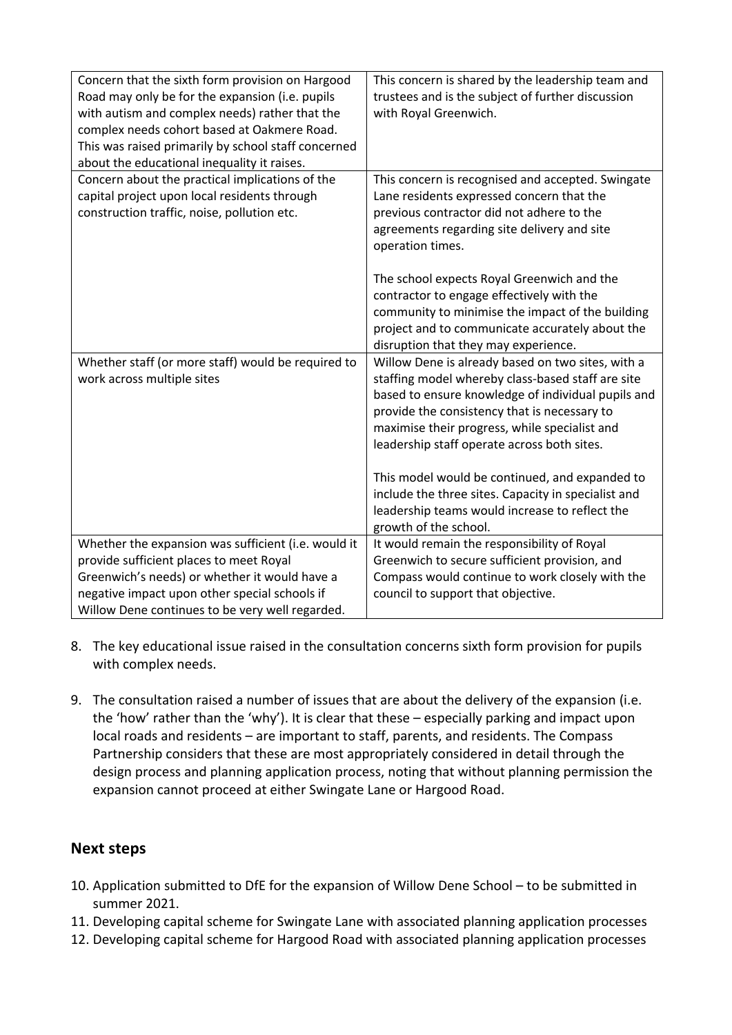| | |
|---|---|
| Concern that the sixth form provision on Hargood Road may only be for the expansion (i.e. pupils with autism and complex needs) rather that the complex needs cohort based at Oakmere Road. This was raised primarily by school staff concerned about the educational inequality it raises. | This concern is shared by the leadership team and trustees and is the subject of further discussion with Royal Greenwich. |
| Concern about the practical implications of the capital project upon local residents through construction traffic, noise, pollution etc. | This concern is recognised and accepted. Swingate Lane residents expressed concern that the previous contractor did not adhere to the agreements regarding site delivery and site operation times.<br><br>The school expects Royal Greenwich and the contractor to engage effectively with the community to minimise the impact of the building project and to communicate accurately about the disruption that they may experience. |
| Whether staff (or more staff) would be required to work across multiple sites | Willow Dene is already based on two sites, with a staffing model whereby class-based staff are site based to ensure knowledge of individual pupils and provide the consistency that is necessary to maximise their progress, while specialist and leadership staff operate across both sites.<br><br>This model would be continued, and expanded to include the three sites. Capacity in specialist and leadership teams would increase to reflect the growth of the school. |
| Whether the expansion was sufficient (i.e. would it provide sufficient places to meet Royal Greenwich's needs) or whether it would have a negative impact upon other special schools if Willow Dene continues to be very well regarded. | It would remain the responsibility of Royal Greenwich to secure sufficient provision, and Compass would continue to work closely with the council to support that objective. |

8. The key educational issue raised in the consultation concerns sixth form provision for pupils with complex needs.

9. The consultation raised a number of issues that are about the delivery of the expansion (i.e. the 'how' rather than the 'why'). It is clear that these – especially parking and impact upon local roads and residents – are important to staff, parents, and residents. The Compass Partnership considers that these are most appropriately considered in detail through the design process and planning application process, noting that without planning permission the expansion cannot proceed at either Swingate Lane or Hargood Road.

## Next steps

10. Application submitted to DfE for the expansion of Willow Dene School – to be submitted in summer 2021.
11. Developing capital scheme for Swingate Lane with associated planning application processes
12. Developing capital scheme for Hargood Road with associated planning application processes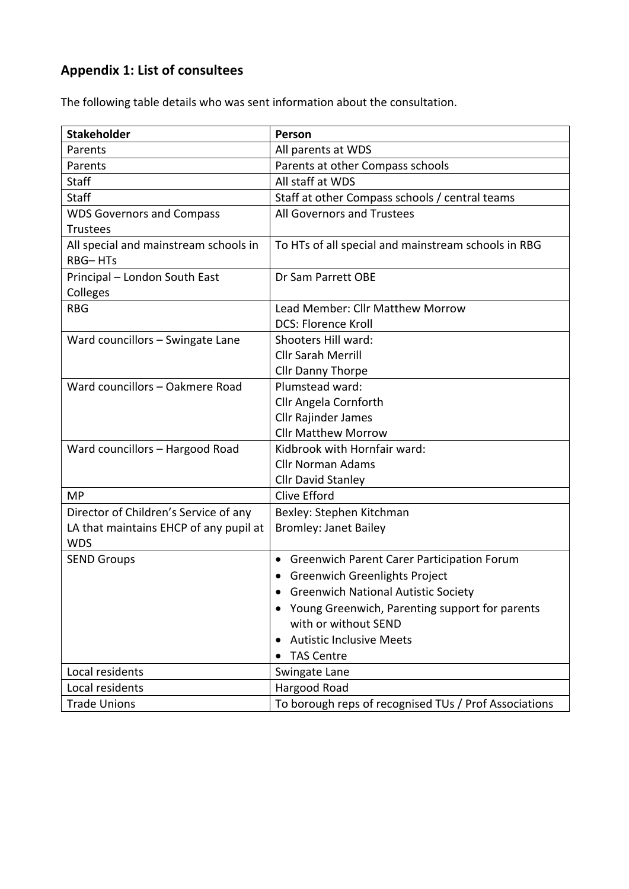## Appendix 1: List of consultees

The following table details who was sent information about the consultation.

| Stakeholder | Person |
|---|---|
| Parents | All parents at WDS |
| Parents | Parents at other Compass schools |
| Staff | All staff at WDS |
| Staff | Staff at other Compass schools / central teams |
| WDS Governors and Compass Trustees | All Governors and Trustees |
| All special and mainstream schools in RBG– HTs | To HTs of all special and mainstream schools in RBG |
| Principal – London South East Colleges | Dr Sam Parrett OBE |
| RBG | Lead Member: Cllr Matthew Morrow<br>DCS: Florence Kroll |
| Ward councillors – Swingate Lane | Shooters Hill ward:<br>Cllr Sarah Merrill<br>Cllr Danny Thorpe |
| Ward councillors – Oakmere Road | Plumstead ward:<br>Cllr Angela Cornforth<br>Cllr Rajinder James<br>Cllr Matthew Morrow |
| Ward councillors – Hargood Road | Kidbrook with Hornfair ward:<br>Cllr Norman Adams<br>Cllr David Stanley |
| MP | Clive Efford |
| Director of Children's Service of any LA that maintains EHCP of any pupil at WDS | Bexley: Stephen Kitchman<br>Bromley: Janet Bailey |
| SEND Groups | • Greenwich Parent Carer Participation Forum<br>• Greenwich Greenlights Project<br>• Greenwich National Autistic Society<br>• Young Greenwich, Parenting support for parents with or without SEND<br>• Autistic Inclusive Meets<br>• TAS Centre |
| Local residents | Swingate Lane |
| Local residents | Hargood Road |
| Trade Unions | To borough reps of recognised TUs / Prof Associations |